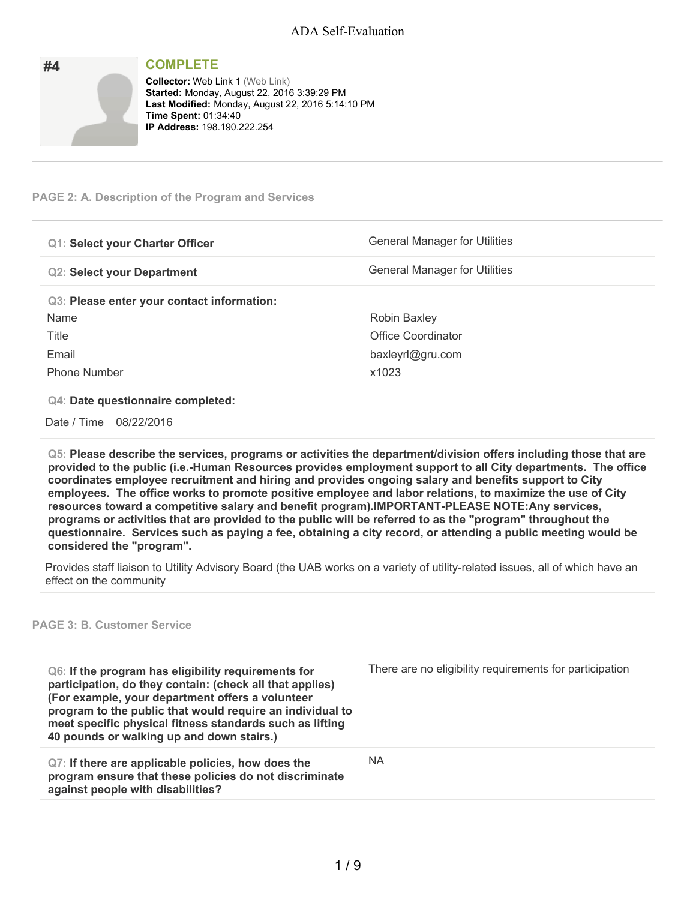# ADA Self-Evaluation

## #4

**COMPLETE**

**Collector:** Web Link 1 (Web Link)
**Started:** Monday, August 22, 2016 3:39:29 PM
**Last Modified:** Monday, August 22, 2016 5:14:10 PM
**Time Spent:** 01:34:40
**IP Address:** 198.190.222.254

---

### PAGE 2: A. Description of the Program and Services

**Q1: Select your Charter Officer**
General Manager for Utilities

**Q2: Select your Department**
General Manager for Utilities

**Q3: Please enter your contact information:**

| | |
|---|---|
| Name | Robin Baxley |
| Title | Office Coordinator |
| Email | baxleyrl@gru.com |
| Phone Number | x1023 |

**Q4: Date questionnaire completed:**

Date / Time 08/22/2016

**Q5: Please describe the services, programs or activities the department/division offers including those that are provided to the public (i.e.-Human Resources provides employment support to all City departments. The office coordinates employee recruitment and hiring and provides ongoing salary and benefits support to City employees. The office works to promote positive employee and labor relations, to maximize the use of City resources toward a competitive salary and benefit program).IMPORTANT-PLEASE NOTE:Any services, programs or activities that are provided to the public will be referred to as the "program" throughout the questionnaire. Services such as paying a fee, obtaining a city record, or attending a public meeting would be considered the "program".**

Provides staff liaison to Utility Advisory Board (the UAB works on a variety of utility-related issues, all of which have an effect on the community

---

### PAGE 3: B. Customer Service

**Q6: If the program has eligibility requirements for participation, do they contain: (check all that applies) (For example, your department offers a volunteer program to the public that would require an individual to meet specific physical fitness standards such as lifting 40 pounds or walking up and down stairs.)**

There are no eligibility requirements for participation

**Q7: If there are applicable policies, how does the program ensure that these policies do not discriminate against people with disabilities?**

NA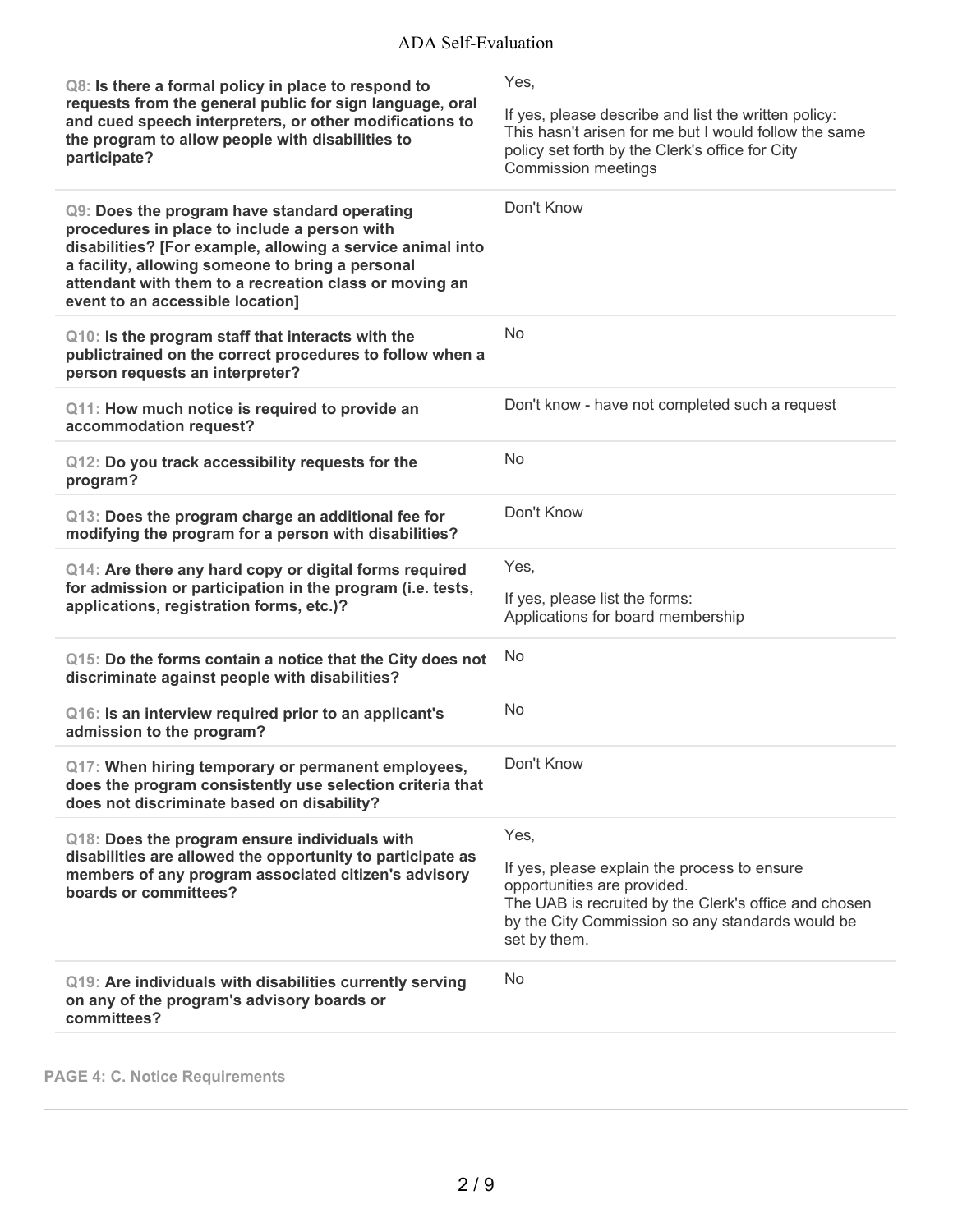| Question | Response |
| --- | --- |
| Q8: **Is there a formal policy in place to respond to requests from the general public for sign language, oral and cued speech interpreters, or other modifications to the program to allow people with disabilities to participate?** | Yes,<br><br>If yes, please describe and list the written policy:<br>This hasn't arisen for me but I would follow the same policy set forth by the Clerk's office for City Commission meetings |
| Q9: **Does the program have standard operating procedures in place to include a person with disabilities? [For example, allowing a service animal into a facility, allowing someone to bring a personal attendant with them to a recreation class or moving an event to an accessible location]** | Don't Know |
| Q10: **Is the program staff that interacts with the publictrained on the correct procedures to follow when a person requests an interpreter?** | No |
| Q11: **How much notice is required to provide an accommodation request?** | Don't know - have not completed such a request |
| Q12: **Do you track accessibility requests for the program?** | No |
| Q13: **Does the program charge an additional fee for modifying the program for a person with disabilities?** | Don't Know |
| Q14: **Are there any hard copy or digital forms required for admission or participation in the program (i.e. tests, applications, registration forms, etc.)?** | Yes,<br><br>If yes, please list the forms:<br>Applications for board membership |
| Q15: **Do the forms contain a notice that the City does not discriminate against people with disabilities?** | No |
| Q16: **Is an interview required prior to an applicant's admission to the program?** | No |
| Q17: **When hiring temporary or permanent employees, does the program consistently use selection criteria that does not discriminate based on disability?** | Don't Know |
| Q18: **Does the program ensure individuals with disabilities are allowed the opportunity to participate as members of any program associated citizen's advisory boards or committees?** | Yes,<br><br>If yes, please explain the process to ensure opportunities are provided.<br>The UAB is recruited by the Clerk's office and chosen by the City Commission so any standards would be set by them. |
| Q19: **Are individuals with disabilities currently serving on any of the program's advisory boards or committees?** | No |

**PAGE 4: C. Notice Requirements**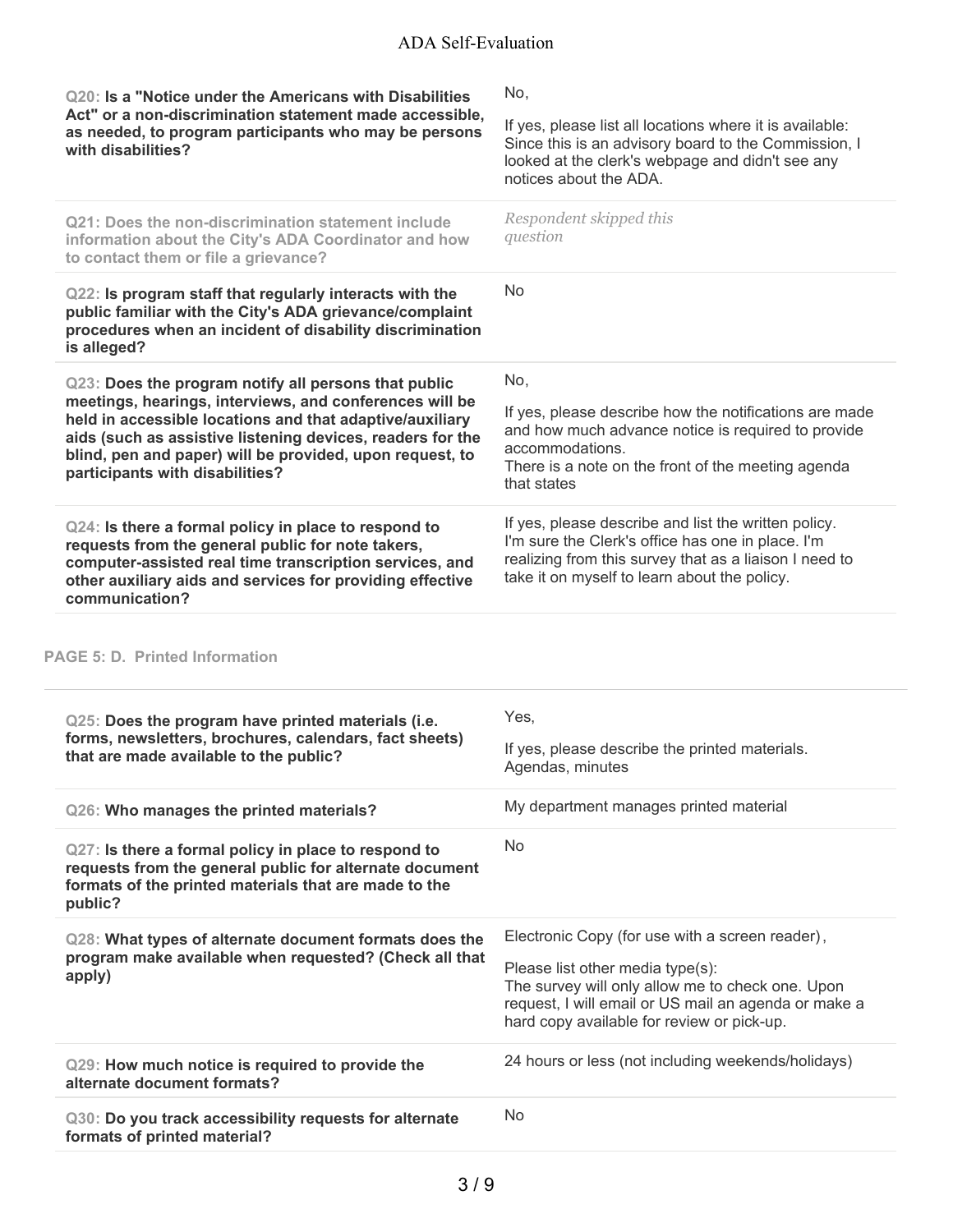**Q20: Is a "Notice under the Americans with Disabilities Act" or a non-discrimination statement made accessible, as needed, to program participants who may be persons with disabilities?**

No,

If yes, please list all locations where it is available: Since this is an advisory board to the Commission, I looked at the clerk's webpage and didn't see any notices about the ADA.

**Q21: Does the non-discrimination statement include information about the City's ADA Coordinator and how to contact them or file a grievance?**

*Respondent skipped this question*

**Q22: Is program staff that regularly interacts with the public familiar with the City's ADA grievance/complaint procedures when an incident of disability discrimination is alleged?**

No

**Q23: Does the program notify all persons that public meetings, hearings, interviews, and conferences will be held in accessible locations and that adaptive/auxiliary aids (such as assistive listening devices, readers for the blind, pen and paper) will be provided, upon request, to participants with disabilities?**

No,

If yes, please describe how the notifications are made and how much advance notice is required to provide accommodations.
There is a note on the front of the meeting agenda that states

**Q24: Is there a formal policy in place to respond to requests from the general public for note takers, computer-assisted real time transcription services, and other auxiliary aids and services for providing effective communication?**

If yes, please describe and list the written policy.
I'm sure the Clerk's office has one in place. I'm realizing from this survey that as a liaison I need to take it on myself to learn about the policy.

## PAGE 5: D. Printed Information

**Q25: Does the program have printed materials (i.e. forms, newsletters, brochures, calendars, fact sheets) that are made available to the public?**

Yes,

If yes, please describe the printed materials.
Agendas, minutes

**Q26: Who manages the printed materials?**

My department manages printed material

**Q27: Is there a formal policy in place to respond to requests from the general public for alternate document formats of the printed materials that are made to the public?**

No

**Q28: What types of alternate document formats does the program make available when requested? (Check all that apply)**

Electronic Copy (for use with a screen reader),

Please list other media type(s):
The survey will only allow me to check one. Upon request, I will email or US mail an agenda or make a hard copy available for review or pick-up.

**Q29: How much notice is required to provide the alternate document formats?**

24 hours or less (not including weekends/holidays)

**Q30: Do you track accessibility requests for alternate formats of printed material?**

No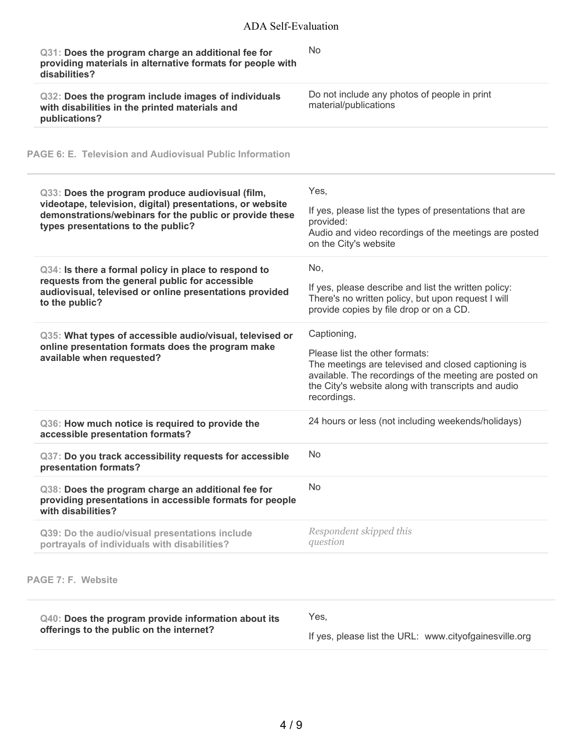| | |
|---|---|
| **Q31: Does the program charge an additional fee for providing materials in alternative formats for people with disabilities?** | No |
| **Q32: Does the program include images of individuals with disabilities in the printed materials and publications?** | Do not include any photos of people in print material/publications |

**PAGE 6: E. Television and Audiovisual Public Information**

| | |
|---|---|
| **Q33: Does the program produce audiovisual (film, videotape, television, digital) presentations, or website demonstrations/webinars for the public or provide these types presentations to the public?** | Yes,<br><br>If yes, please list the types of presentations that are provided:<br>Audio and video recordings of the meetings are posted on the City's website |
| **Q34: Is there a formal policy in place to respond to requests from the general public for accessible audiovisual, televised or online presentations provided to the public?** | No,<br><br>If yes, please describe and list the written policy:<br>There's no written policy, but upon request I will provide copies by file drop or on a CD. |
| **Q35: What types of accessible audio/visual, televised or online presentation formats does the program make available when requested?** | Captioning,<br><br>Please list the other formats:<br>The meetings are televised and closed captioning is available. The recordings of the meeting are posted on the City's website along with transcripts and audio recordings. |
| **Q36: How much notice is required to provide the accessible presentation formats?** | 24 hours or less (not including weekends/holidays) |
| **Q37: Do you track accessibility requests for accessible presentation formats?** | No |
| **Q38: Does the program charge an additional fee for providing presentations in accessible formats for people with disabilities?** | No |
| Q39: Do the audio/visual presentations include portrayals of individuals with disabilities? | *Respondent skipped this question* |

**PAGE 7: F. Website**

| | |
|---|---|
| **Q40: Does the program provide information about its offerings to the public on the internet?** | Yes,<br><br>If yes, please list the URL: www.cityofgainesville.org |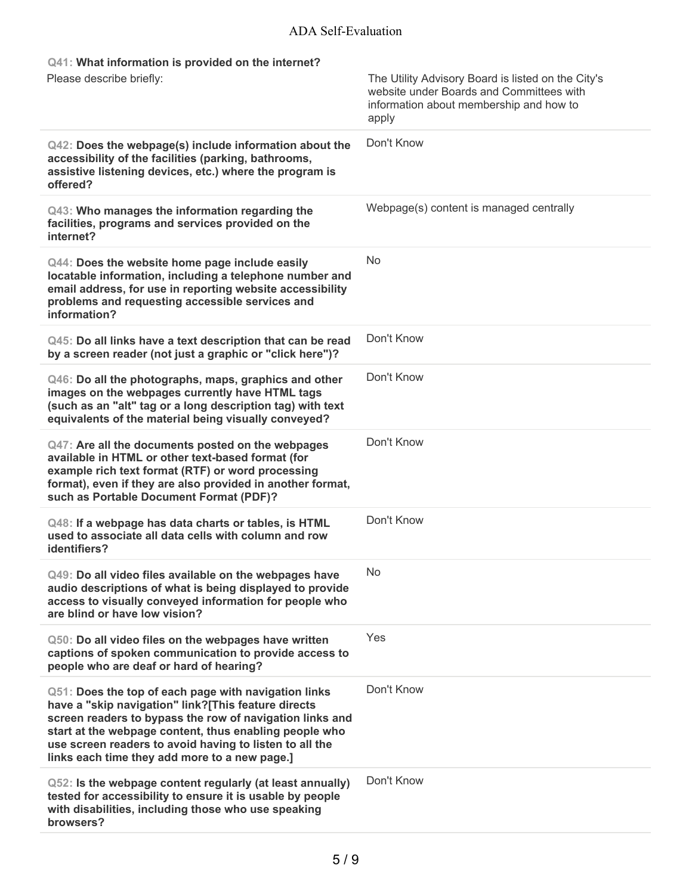**Q41: What information is provided on the internet?**

Please describe briefly:

The Utility Advisory Board is listed on the City's website under Boards and Committees with information about membership and how to apply

**Q42: Does the webpage(s) include information about the accessibility of the facilities (parking, bathrooms, assistive listening devices, etc.) where the program is offered?**

Don't Know

**Q43: Who manages the information regarding the facilities, programs and services provided on the internet?**

Webpage(s) content is managed centrally

**Q44: Does the website home page include easily locatable information, including a telephone number and email address, for use in reporting website accessibility problems and requesting accessible services and information?**

No

**Q45: Do all links have a text description that can be read by a screen reader (not just a graphic or "click here")?**

Don't Know

**Q46: Do all the photographs, maps, graphics and other images on the webpages currently have HTML tags (such as an "alt" tag or a long description tag) with text equivalents of the material being visually conveyed?**

Don't Know

**Q47: Are all the documents posted on the webpages available in HTML or other text-based format (for example rich text format (RTF) or word processing format), even if they are also provided in another format, such as Portable Document Format (PDF)?**

Don't Know

**Q48: If a webpage has data charts or tables, is HTML used to associate all data cells with column and row identifiers?**

Don't Know

**Q49: Do all video files available on the webpages have audio descriptions of what is being displayed to provide access to visually conveyed information for people who are blind or have low vision?**

No

**Q50: Do all video files on the webpages have written captions of spoken communication to provide access to people who are deaf or hard of hearing?**

Yes

**Q51: Does the top of each page with navigation links have a "skip navigation" link?[This feature directs screen readers to bypass the row of navigation links and start at the webpage content, thus enabling people who use screen readers to avoid having to listen to all the links each time they add more to a new page.]**

Don't Know

**Q52: Is the webpage content regularly (at least annually) tested for accessibility to ensure it is usable by people with disabilities, including those who use speaking browsers?**

Don't Know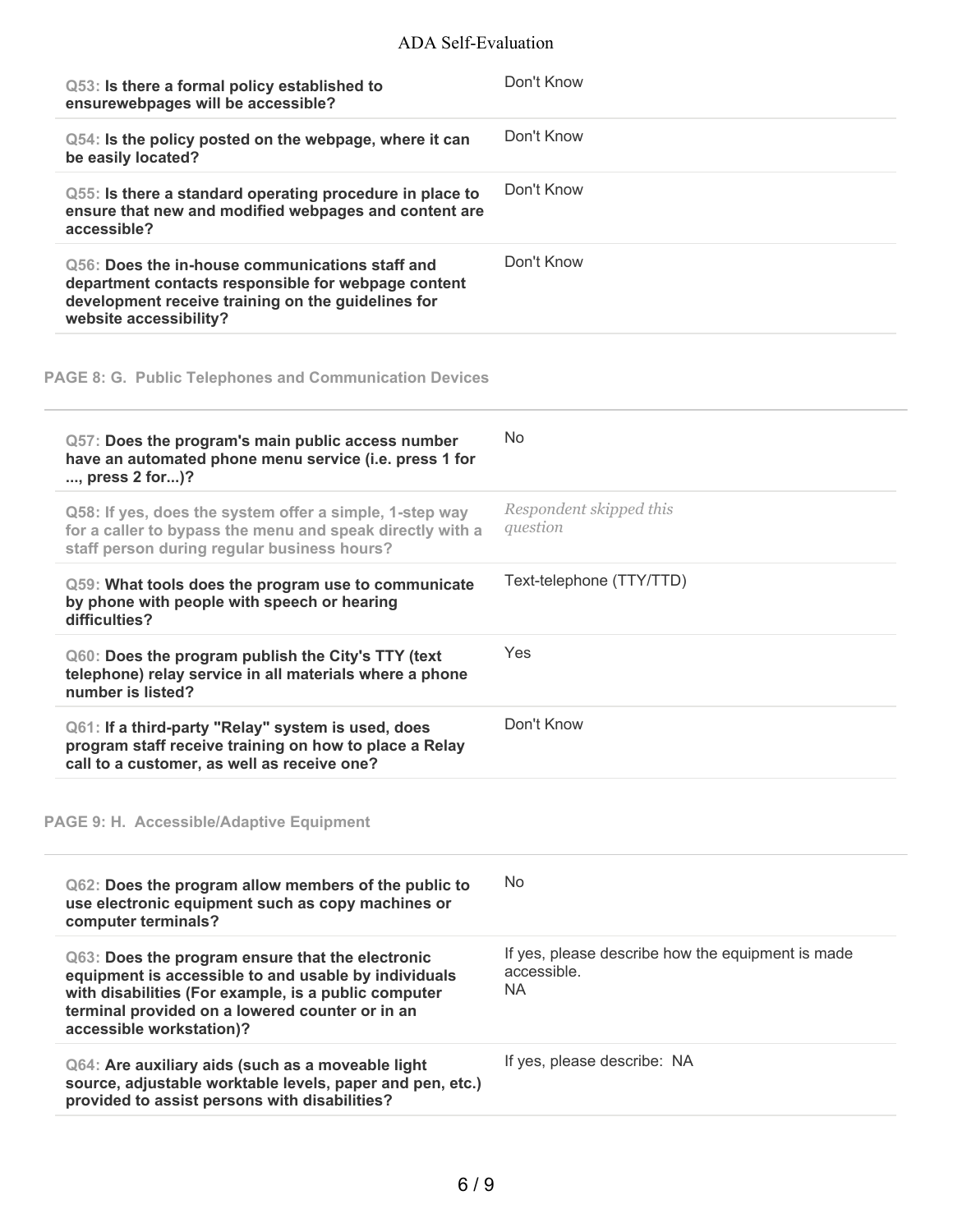| Question | Response |
| --- | --- |
| **Q53: Is there a formal policy established to ensurewebpages will be accessible?** | Don't Know |
| **Q54: Is the policy posted on the webpage, where it can be easily located?** | Don't Know |
| **Q55: Is there a standard operating procedure in place to ensure that new and modified webpages and content are accessible?** | Don't Know |
| **Q56: Does the in-house communications staff and department contacts responsible for webpage content development receive training on the guidelines for website accessibility?** | Don't Know |

## PAGE 8: G. Public Telephones and Communication Devices

| Question | Response |
| --- | --- |
| **Q57: Does the program's main public access number have an automated phone menu service (i.e. press 1 for ..., press 2 for...)?** | No |
| Q58: If yes, does the system offer a simple, 1-step way for a caller to bypass the menu and speak directly with a staff person during regular business hours? | *Respondent skipped this question* |
| **Q59: What tools does the program use to communicate by phone with people with speech or hearing difficulties?** | Text-telephone (TTY/TTD) |
| **Q60: Does the program publish the City's TTY (text telephone) relay service in all materials where a phone number is listed?** | Yes |
| **Q61: If a third-party "Relay" system is used, does program staff receive training on how to place a Relay call to a customer, as well as receive one?** | Don't Know |

## PAGE 9: H. Accessible/Adaptive Equipment

| Question | Response |
| --- | --- |
| **Q62: Does the program allow members of the public to use electronic equipment such as copy machines or computer terminals?** | No |
| **Q63: Does the program ensure that the electronic equipment is accessible to and usable by individuals with disabilities (For example, is a public computer terminal provided on a lowered counter or in an accessible workstation)?** | If yes, please describe how the equipment is made accessible. NA |
| **Q64: Are auxiliary aids (such as a moveable light source, adjustable worktable levels, paper and pen, etc.) provided to assist persons with disabilities?** | If yes, please describe: NA |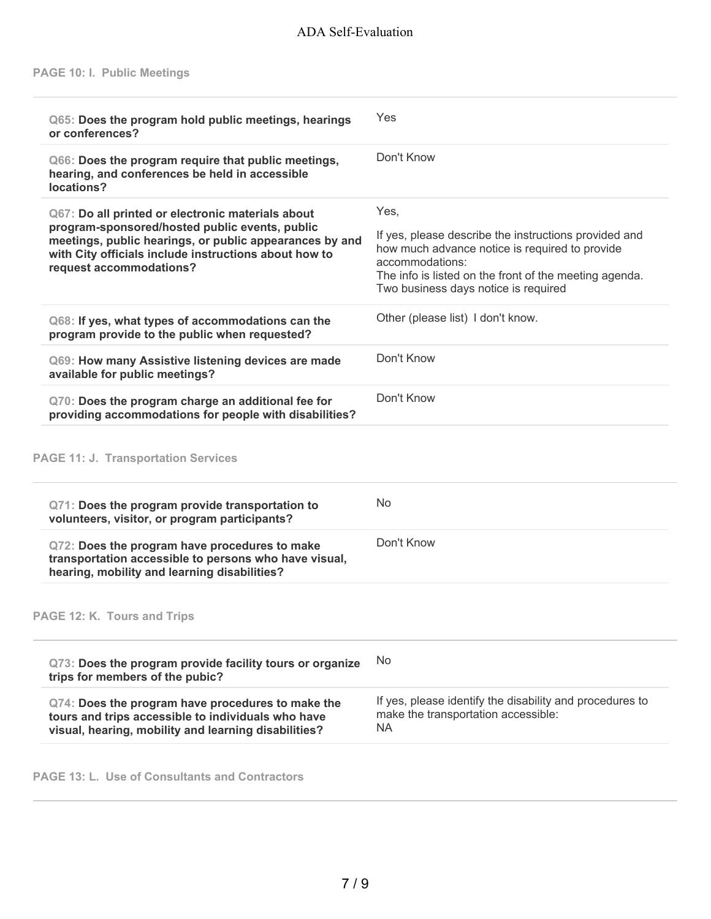## PAGE 10: I. Public Meetings

| Question | Answer |
|---|---|
| **Q65: Does the program hold public meetings, hearings or conferences?** | Yes |
| **Q66: Does the program require that public meetings, hearing, and conferences be held in accessible locations?** | Don't Know |
| **Q67: Do all printed or electronic materials about program-sponsored/hosted public events, public meetings, public hearings, or public appearances by and with City officials include instructions about how to request accommodations?** | Yes,<br><br>If yes, please describe the instructions provided and how much advance notice is required to provide accommodations:<br>The info is listed on the front of the meeting agenda. Two business days notice is required |
| **Q68: If yes, what types of accommodations can the program provide to the public when requested?** | Other (please list) I don't know. |
| **Q69: How many Assistive listening devices are made available for public meetings?** | Don't Know |
| **Q70: Does the program charge an additional fee for providing accommodations for people with disabilities?** | Don't Know |

## PAGE 11: J. Transportation Services

| Question | Answer |
|---|---|
| **Q71: Does the program provide transportation to volunteers, visitor, or program participants?** | No |
| **Q72: Does the program have procedures to make transportation accessible to persons who have visual, hearing, mobility and learning disabilities?** | Don't Know |

## PAGE 12: K. Tours and Trips

| Question | Answer |
|---|---|
| **Q73: Does the program provide facility tours or organize trips for members of the pubic?** | No |
| **Q74: Does the program have procedures to make the tours and trips accessible to individuals who have visual, hearing, mobility and learning disabilities?** | If yes, please identify the disability and procedures to make the transportation accessible:<br>NA |

## PAGE 13: L. Use of Consultants and Contractors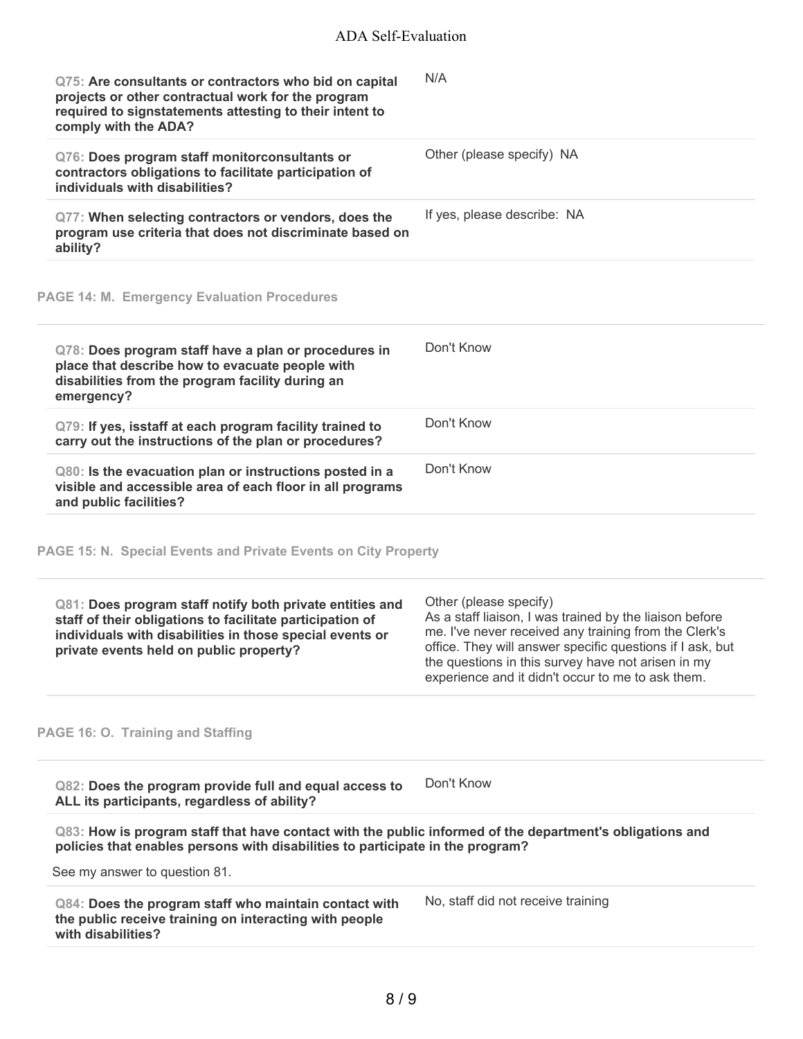**Q75: Are consultants or contractors who bid on capital projects or other contractual work for the program required to signstatements attesting to their intent to comply with the ADA?**

N/A

**Q76: Does program staff monitorconsultants or contractors obligations to facilitate participation of individuals with disabilities?**

Other (please specify) NA

**Q77: When selecting contractors or vendors, does the program use criteria that does not discriminate based on ability?**

If yes, please describe: NA

## PAGE 14: M. Emergency Evaluation Procedures

**Q78: Does program staff have a plan or procedures in place that describe how to evacuate people with disabilities from the program facility during an emergency?**

Don't Know

**Q79: If yes, isstaff at each program facility trained to carry out the instructions of the plan or procedures?**

Don't Know

**Q80: Is the evacuation plan or instructions posted in a visible and accessible area of each floor in all programs and public facilities?**

Don't Know

## PAGE 15: N. Special Events and Private Events on City Property

**Q81: Does program staff notify both private entities and staff of their obligations to facilitate participation of individuals with disabilities in those special events or private events held on public property?**

Other (please specify)
As a staff liaison, I was trained by the liaison before me. I've never received any training from the Clerk's office. They will answer specific questions if I ask, but the questions in this survey have not arisen in my experience and it didn't occur to me to ask them.

## PAGE 16: O. Training and Staffing

**Q82: Does the program provide full and equal access to ALL its participants, regardless of ability?**

Don't Know

**Q83: How is program staff that have contact with the public informed of the department's obligations and policies that enables persons with disabilities to participate in the program?**

See my answer to question 81.

**Q84: Does the program staff who maintain contact with the public receive training on interacting with people with disabilities?**

No, staff did not receive training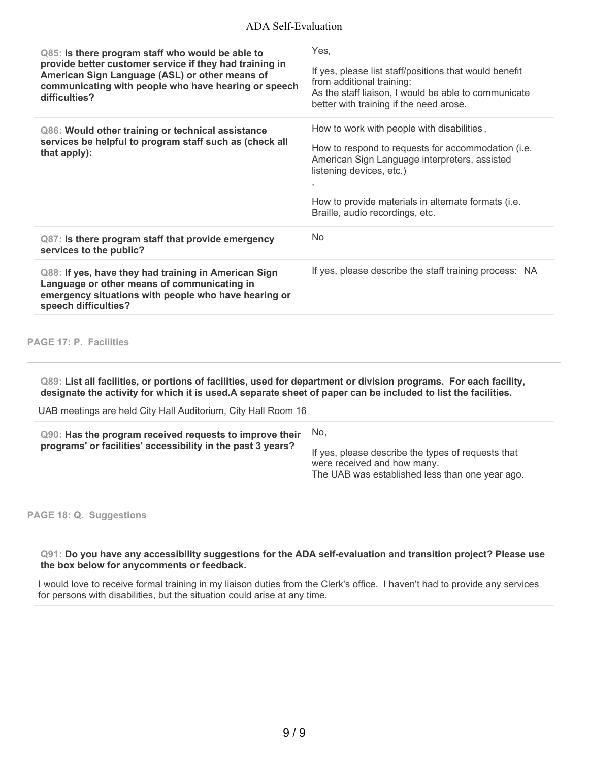| | |
|---|---|
| **Q85: Is there program staff who would be able to provide better customer service if they had training in American Sign Language (ASL) or other means of communicating with people who have hearing or speech difficulties?** | Yes,<br><br>If yes, please list staff/positions that would benefit from additional training:<br>As the staff liaison, I would be able to communicate better with training if the need arose. |
| **Q86: Would other training or technical assistance services be helpful to program staff such as (check all that apply):** | How to work with people with disabilities ,<br><br>How to respond to requests for accommodation (i.e. American Sign Language interpreters, assisted listening devices, etc.)<br>,<br><br>How to provide materials in alternate formats (i.e. Braille, audio recordings, etc. |
| **Q87: Is there program staff that provide emergency services to the public?** | No |
| **Q88: If yes, have they had training in American Sign Language or other means of communicating in emergency situations with people who have hearing or speech difficulties?** | If yes, please describe the staff training process: NA |

## PAGE 17: P. Facilities

**Q89: List all facilities, or portions of facilities, used for department or division programs. For each facility, designate the activity for which it is used.A separate sheet of paper can be included to list the facilities.**

UAB meetings are held City Hall Auditorium, City Hall Room 16

| | |
|---|---|
| **Q90: Has the program received requests to improve their programs' or facilities' accessibility in the past 3 years?** | No,<br><br>If yes, please describe the types of requests that were received and how many.<br>The UAB was established less than one year ago. |

## PAGE 18: Q. Suggestions

**Q91: Do you have any accessibility suggestions for the ADA self-evaluation and transition project? Please use the box below for anycomments or feedback.**

I would love to receive formal training in my liaison duties from the Clerk's office. I haven't had to provide any services for persons with disabilities, but the situation could arise at any time.